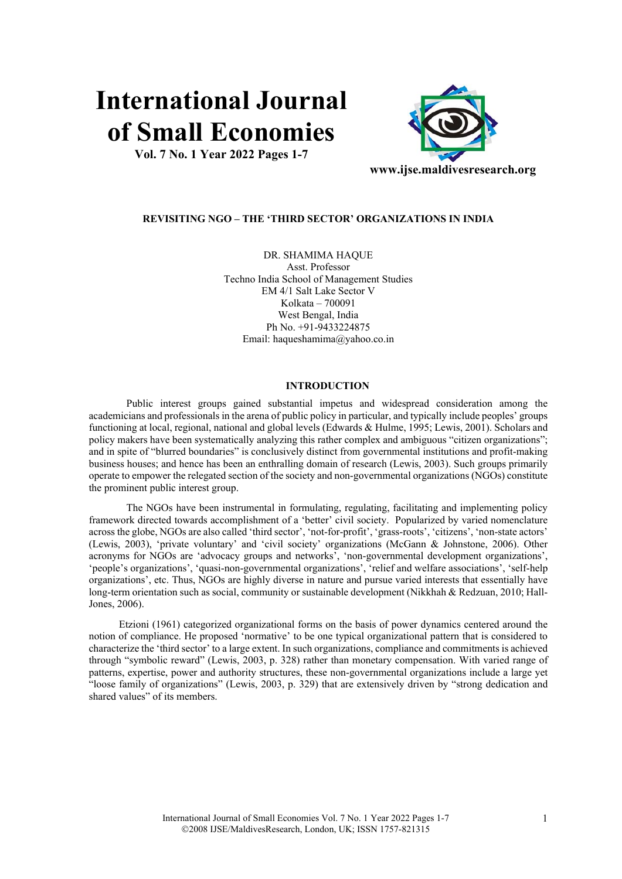# REVISITING NGO – THE 'THIRD SECTOR' ORGANIZATIONS IN INDIA

DR. SHAMIMA HAQUE
Asst. Professor
Techno India School of Management Studies
EM 4/1 Salt Lake Sector V
Kolkata – 700091
West Bengal, India
Ph No. +91-9433224875
Email: haqueshamima@yahoo.co.in

## INTRODUCTION

Public interest groups gained substantial impetus and widespread consideration among the academicians and professionals in the arena of public policy in particular, and typically include peoples' groups functioning at local, regional, national and global levels (Edwards & Hulme, 1995; Lewis, 2001). Scholars and policy makers have been systematically analyzing this rather complex and ambiguous "citizen organizations"; and in spite of "blurred boundaries" is conclusively distinct from governmental institutions and profit-making business houses; and hence has been an enthralling domain of research (Lewis, 2003). Such groups primarily operate to empower the relegated section of the society and non-governmental organizations (NGOs) constitute the prominent public interest group.

The NGOs have been instrumental in formulating, regulating, facilitating and implementing policy framework directed towards accomplishment of a 'better' civil society. Popularized by varied nomenclature across the globe, NGOs are also called 'third sector', 'not-for-profit', 'grass-roots', 'citizens', 'non-state actors' (Lewis, 2003), 'private voluntary' and 'civil society' organizations (McGann & Johnstone, 2006). Other acronyms for NGOs are 'advocacy groups and networks', 'non-governmental development organizations', 'people's organizations', 'quasi-non-governmental organizations', 'relief and welfare associations', 'self-help organizations', etc. Thus, NGOs are highly diverse in nature and pursue varied interests that essentially have long-term orientation such as social, community or sustainable development (Nikkhah & Redzuan, 2010; Hall-Jones, 2006).

Etzioni (1961) categorized organizational forms on the basis of power dynamics centered around the notion of compliance. He proposed 'normative' to be one typical organizational pattern that is considered to characterize the 'third sector' to a large extent. In such organizations, compliance and commitments is achieved through "symbolic reward" (Lewis, 2003, p. 328) rather than monetary compensation. With varied range of patterns, expertise, power and authority structures, these non-governmental organizations include a large yet "loose family of organizations" (Lewis, 2003, p. 329) that are extensively driven by "strong dedication and shared values" of its members.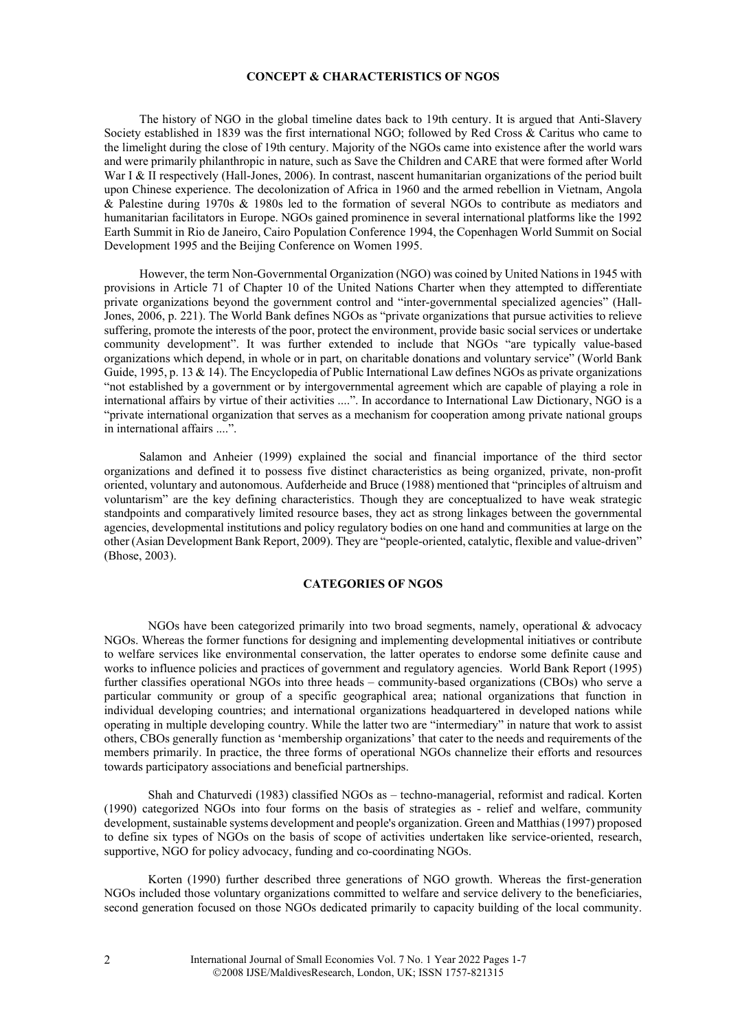## CONCEPT & CHARACTERISTICS OF NGOS

The history of NGO in the global timeline dates back to 19th century. It is argued that Anti-Slavery Society established in 1839 was the first international NGO; followed by Red Cross & Caritus who came to the limelight during the close of 19th century. Majority of the NGOs came into existence after the world wars and were primarily philanthropic in nature, such as Save the Children and CARE that were formed after World War I & II respectively (Hall-Jones, 2006). In contrast, nascent humanitarian organizations of the period built upon Chinese experience. The decolonization of Africa in 1960 and the armed rebellion in Vietnam, Angola & Palestine during 1970s & 1980s led to the formation of several NGOs to contribute as mediators and humanitarian facilitators in Europe. NGOs gained prominence in several international platforms like the 1992 Earth Summit in Rio de Janeiro, Cairo Population Conference 1994, the Copenhagen World Summit on Social Development 1995 and the Beijing Conference on Women 1995.

However, the term Non-Governmental Organization (NGO) was coined by United Nations in 1945 with provisions in Article 71 of Chapter 10 of the United Nations Charter when they attempted to differentiate private organizations beyond the government control and "inter-governmental specialized agencies" (Hall-Jones, 2006, p. 221). The World Bank defines NGOs as "private organizations that pursue activities to relieve suffering, promote the interests of the poor, protect the environment, provide basic social services or undertake community development". It was further extended to include that NGOs "are typically value-based organizations which depend, in whole or in part, on charitable donations and voluntary service" (World Bank Guide, 1995, p. 13 & 14). The Encyclopedia of Public International Law defines NGOs as private organizations "not established by a government or by intergovernmental agreement which are capable of playing a role in international affairs by virtue of their activities ....". In accordance to International Law Dictionary, NGO is a "private international organization that serves as a mechanism for cooperation among private national groups in international affairs ....".

Salamon and Anheier (1999) explained the social and financial importance of the third sector organizations and defined it to possess five distinct characteristics as being organized, private, non-profit oriented, voluntary and autonomous. Aufderheide and Bruce (1988) mentioned that "principles of altruism and voluntarism" are the key defining characteristics. Though they are conceptualized to have weak strategic standpoints and comparatively limited resource bases, they act as strong linkages between the governmental agencies, developmental institutions and policy regulatory bodies on one hand and communities at large on the other (Asian Development Bank Report, 2009). They are "people-oriented, catalytic, flexible and value-driven" (Bhose, 2003).

## CATEGORIES OF NGOS

NGOs have been categorized primarily into two broad segments, namely, operational & advocacy NGOs. Whereas the former functions for designing and implementing developmental initiatives or contribute to welfare services like environmental conservation, the latter operates to endorse some definite cause and works to influence policies and practices of government and regulatory agencies. World Bank Report (1995) further classifies operational NGOs into three heads – community-based organizations (CBOs) who serve a particular community or group of a specific geographical area; national organizations that function in individual developing countries; and international organizations headquartered in developed nations while operating in multiple developing country. While the latter two are "intermediary" in nature that work to assist others, CBOs generally function as 'membership organizations' that cater to the needs and requirements of the members primarily. In practice, the three forms of operational NGOs channelize their efforts and resources towards participatory associations and beneficial partnerships.

Shah and Chaturvedi (1983) classified NGOs as – techno-managerial, reformist and radical. Korten (1990) categorized NGOs into four forms on the basis of strategies as - relief and welfare, community development, sustainable systems development and people's organization. Green and Matthias (1997) proposed to define six types of NGOs on the basis of scope of activities undertaken like service-oriented, research, supportive, NGO for policy advocacy, funding and co-coordinating NGOs.

Korten (1990) further described three generations of NGO growth. Whereas the first-generation NGOs included those voluntary organizations committed to welfare and service delivery to the beneficiaries, second generation focused on those NGOs dedicated primarily to capacity building of the local community.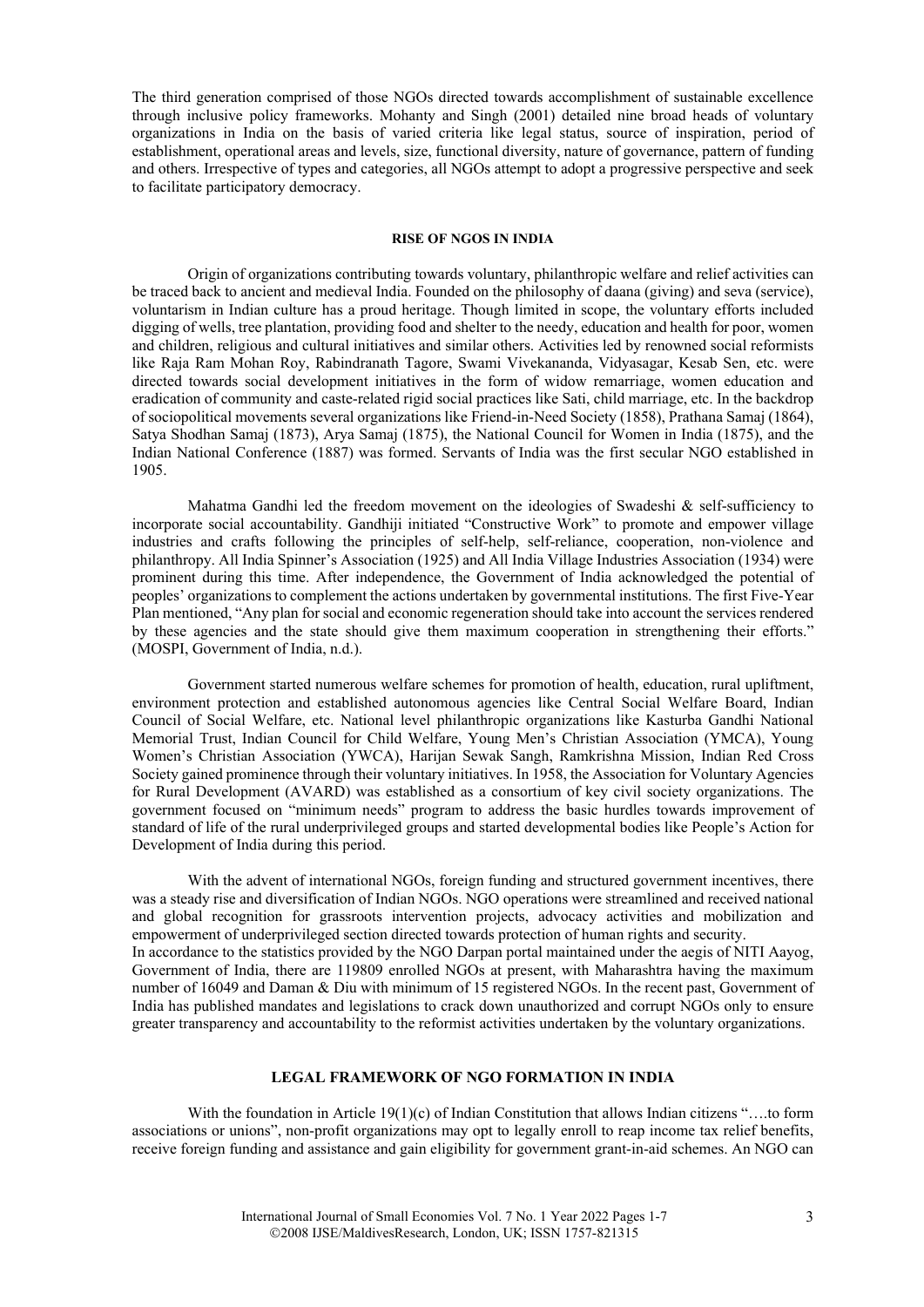The third generation comprised of those NGOs directed towards accomplishment of sustainable excellence through inclusive policy frameworks. Mohanty and Singh (2001) detailed nine broad heads of voluntary organizations in India on the basis of varied criteria like legal status, source of inspiration, period of establishment, operational areas and levels, size, functional diversity, nature of governance, pattern of funding and others. Irrespective of types and categories, all NGOs attempt to adopt a progressive perspective and seek to facilitate participatory democracy.

## RISE OF NGOS IN INDIA

Origin of organizations contributing towards voluntary, philanthropic welfare and relief activities can be traced back to ancient and medieval India. Founded on the philosophy of daana (giving) and seva (service), voluntarism in Indian culture has a proud heritage. Though limited in scope, the voluntary efforts included digging of wells, tree plantation, providing food and shelter to the needy, education and health for poor, women and children, religious and cultural initiatives and similar others. Activities led by renowned social reformists like Raja Ram Mohan Roy, Rabindranath Tagore, Swami Vivekananda, Vidyasagar, Kesab Sen, etc. were directed towards social development initiatives in the form of widow remarriage, women education and eradication of community and caste-related rigid social practices like Sati, child marriage, etc. In the backdrop of sociopolitical movements several organizations like Friend-in-Need Society (1858), Prathana Samaj (1864), Satya Shodhan Samaj (1873), Arya Samaj (1875), the National Council for Women in India (1875), and the Indian National Conference (1887) was formed. Servants of India was the first secular NGO established in 1905.

Mahatma Gandhi led the freedom movement on the ideologies of Swadeshi & self-sufficiency to incorporate social accountability. Gandhiji initiated "Constructive Work" to promote and empower village industries and crafts following the principles of self-help, self-reliance, cooperation, non-violence and philanthropy. All India Spinner's Association (1925) and All India Village Industries Association (1934) were prominent during this time. After independence, the Government of India acknowledged the potential of peoples' organizations to complement the actions undertaken by governmental institutions. The first Five-Year Plan mentioned, "Any plan for social and economic regeneration should take into account the services rendered by these agencies and the state should give them maximum cooperation in strengthening their efforts." (MOSPI, Government of India, n.d.).

Government started numerous welfare schemes for promotion of health, education, rural upliftment, environment protection and established autonomous agencies like Central Social Welfare Board, Indian Council of Social Welfare, etc. National level philanthropic organizations like Kasturba Gandhi National Memorial Trust, Indian Council for Child Welfare, Young Men's Christian Association (YMCA), Young Women's Christian Association (YWCA), Harijan Sewak Sangh, Ramkrishna Mission, Indian Red Cross Society gained prominence through their voluntary initiatives. In 1958, the Association for Voluntary Agencies for Rural Development (AVARD) was established as a consortium of key civil society organizations. The government focused on "minimum needs" program to address the basic hurdles towards improvement of standard of life of the rural underprivileged groups and started developmental bodies like People's Action for Development of India during this period.

With the advent of international NGOs, foreign funding and structured government incentives, there was a steady rise and diversification of Indian NGOs. NGO operations were streamlined and received national and global recognition for grassroots intervention projects, advocacy activities and mobilization and empowerment of underprivileged section directed towards protection of human rights and security.
In accordance to the statistics provided by the NGO Darpan portal maintained under the aegis of NITI Aayog, Government of India, there are 119809 enrolled NGOs at present, with Maharashtra having the maximum number of 16049 and Daman & Diu with minimum of 15 registered NGOs. In the recent past, Government of India has published mandates and legislations to crack down unauthorized and corrupt NGOs only to ensure greater transparency and accountability to the reformist activities undertaken by the voluntary organizations.

## LEGAL FRAMEWORK OF NGO FORMATION IN INDIA

With the foundation in Article 19(1)(c) of Indian Constitution that allows Indian citizens "….to form associations or unions", non-profit organizations may opt to legally enroll to reap income tax relief benefits, receive foreign funding and assistance and gain eligibility for government grant-in-aid schemes. An NGO can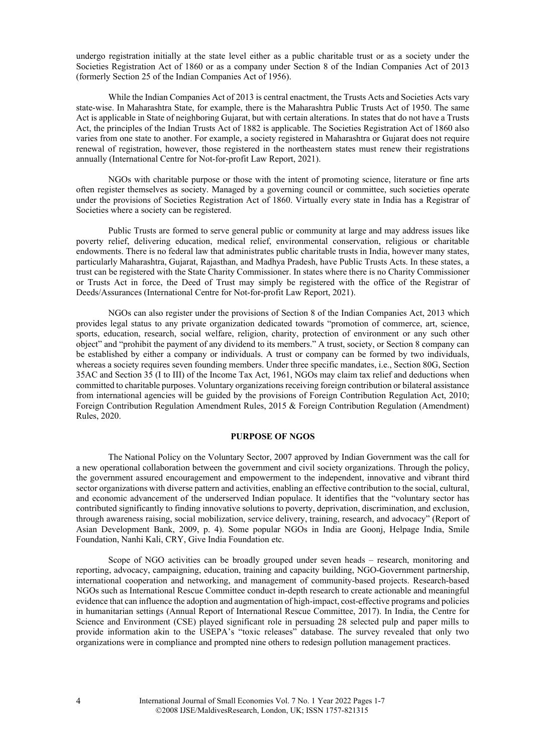undergo registration initially at the state level either as a public charitable trust or as a society under the Societies Registration Act of 1860 or as a company under Section 8 of the Indian Companies Act of 2013 (formerly Section 25 of the Indian Companies Act of 1956).

While the Indian Companies Act of 2013 is central enactment, the Trusts Acts and Societies Acts vary state-wise. In Maharashtra State, for example, there is the Maharashtra Public Trusts Act of 1950. The same Act is applicable in State of neighboring Gujarat, but with certain alterations. In states that do not have a Trusts Act, the principles of the Indian Trusts Act of 1882 is applicable. The Societies Registration Act of 1860 also varies from one state to another. For example, a society registered in Maharashtra or Gujarat does not require renewal of registration, however, those registered in the northeastern states must renew their registrations annually (International Centre for Not-for-profit Law Report, 2021).

NGOs with charitable purpose or those with the intent of promoting science, literature or fine arts often register themselves as society. Managed by a governing council or committee, such societies operate under the provisions of Societies Registration Act of 1860. Virtually every state in India has a Registrar of Societies where a society can be registered.

Public Trusts are formed to serve general public or community at large and may address issues like poverty relief, delivering education, medical relief, environmental conservation, religious or charitable endowments. There is no federal law that administrates public charitable trusts in India, however many states, particularly Maharashtra, Gujarat, Rajasthan, and Madhya Pradesh, have Public Trusts Acts. In these states, a trust can be registered with the State Charity Commissioner. In states where there is no Charity Commissioner or Trusts Act in force, the Deed of Trust may simply be registered with the office of the Registrar of Deeds/Assurances (International Centre for Not-for-profit Law Report, 2021).

NGOs can also register under the provisions of Section 8 of the Indian Companies Act, 2013 which provides legal status to any private organization dedicated towards "promotion of commerce, art, science, sports, education, research, social welfare, religion, charity, protection of environment or any such other object" and "prohibit the payment of any dividend to its members." A trust, society, or Section 8 company can be established by either a company or individuals. A trust or company can be formed by two individuals, whereas a society requires seven founding members. Under three specific mandates, i.e., Section 80G, Section 35AC and Section 35 (I to III) of the Income Tax Act, 1961, NGOs may claim tax relief and deductions when committed to charitable purposes. Voluntary organizations receiving foreign contribution or bilateral assistance from international agencies will be guided by the provisions of Foreign Contribution Regulation Act, 2010; Foreign Contribution Regulation Amendment Rules, 2015 & Foreign Contribution Regulation (Amendment) Rules, 2020.

## PURPOSE OF NGOS

The National Policy on the Voluntary Sector, 2007 approved by Indian Government was the call for a new operational collaboration between the government and civil society organizations. Through the policy, the government assured encouragement and empowerment to the independent, innovative and vibrant third sector organizations with diverse pattern and activities, enabling an effective contribution to the social, cultural, and economic advancement of the underserved Indian populace. It identifies that the "voluntary sector has contributed significantly to finding innovative solutions to poverty, deprivation, discrimination, and exclusion, through awareness raising, social mobilization, service delivery, training, research, and advocacy" (Report of Asian Development Bank, 2009, p. 4). Some popular NGOs in India are Goonj, Helpage India, Smile Foundation, Nanhi Kali, CRY, Give India Foundation etc.

Scope of NGO activities can be broadly grouped under seven heads – research, monitoring and reporting, advocacy, campaigning, education, training and capacity building, NGO-Government partnership, international cooperation and networking, and management of community-based projects. Research-based NGOs such as International Rescue Committee conduct in-depth research to create actionable and meaningful evidence that can influence the adoption and augmentation of high-impact, cost-effective programs and policies in humanitarian settings (Annual Report of International Rescue Committee, 2017). In India, the Centre for Science and Environment (CSE) played significant role in persuading 28 selected pulp and paper mills to provide information akin to the USEPA's "toxic releases" database. The survey revealed that only two organizations were in compliance and prompted nine others to redesign pollution management practices.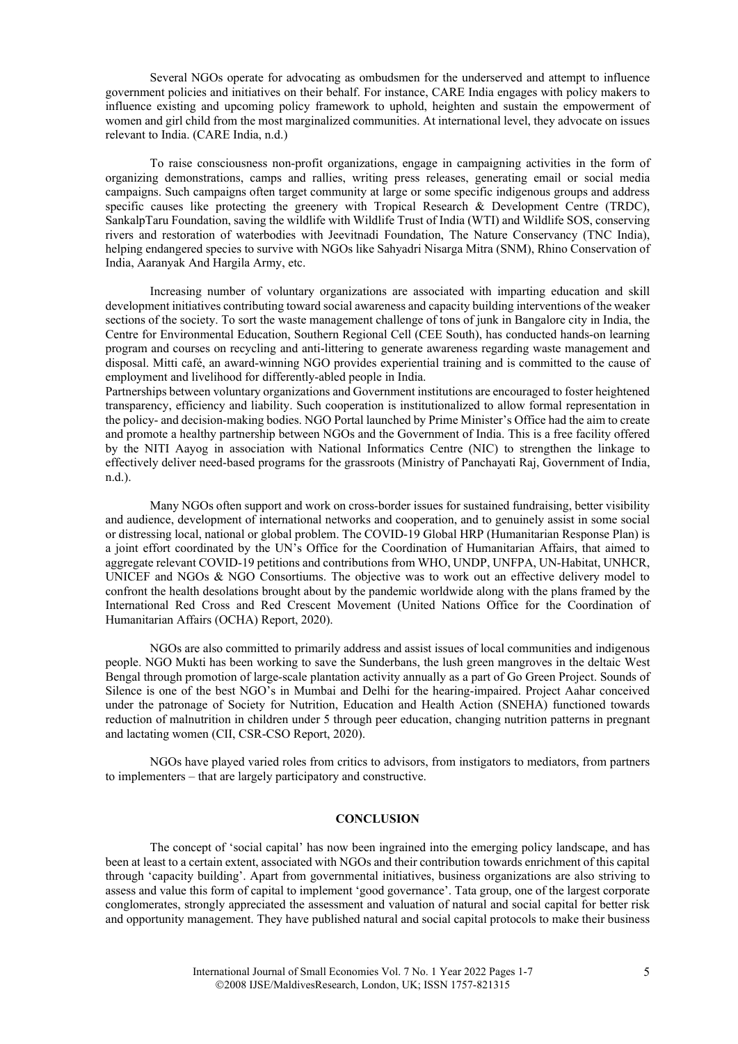Several NGOs operate for advocating as ombudsmen for the underserved and attempt to influence government policies and initiatives on their behalf. For instance, CARE India engages with policy makers to influence existing and upcoming policy framework to uphold, heighten and sustain the empowerment of women and girl child from the most marginalized communities. At international level, they advocate on issues relevant to India. (CARE India, n.d.)

To raise consciousness non-profit organizations, engage in campaigning activities in the form of organizing demonstrations, camps and rallies, writing press releases, generating email or social media campaigns. Such campaigns often target community at large or some specific indigenous groups and address specific causes like protecting the greenery with Tropical Research & Development Centre (TRDC), SankalpTaru Foundation, saving the wildlife with Wildlife Trust of India (WTI) and Wildlife SOS, conserving rivers and restoration of waterbodies with Jeevitnadi Foundation, The Nature Conservancy (TNC India), helping endangered species to survive with NGOs like Sahyadri Nisarga Mitra (SNM), Rhino Conservation of India, Aaranyak And Hargila Army, etc.

Increasing number of voluntary organizations are associated with imparting education and skill development initiatives contributing toward social awareness and capacity building interventions of the weaker sections of the society. To sort the waste management challenge of tons of junk in Bangalore city in India, the Centre for Environmental Education, Southern Regional Cell (CEE South), has conducted hands-on learning program and courses on recycling and anti-littering to generate awareness regarding waste management and disposal. Mitti café, an award-winning NGO provides experiential training and is committed to the cause of employment and livelihood for differently-abled people in India.

Partnerships between voluntary organizations and Government institutions are encouraged to foster heightened transparency, efficiency and liability. Such cooperation is institutionalized to allow formal representation in the policy- and decision-making bodies. NGO Portal launched by Prime Minister's Office had the aim to create and promote a healthy partnership between NGOs and the Government of India. This is a free facility offered by the NITI Aayog in association with National Informatics Centre (NIC) to strengthen the linkage to effectively deliver need-based programs for the grassroots (Ministry of Panchayati Raj, Government of India, n.d.).

Many NGOs often support and work on cross-border issues for sustained fundraising, better visibility and audience, development of international networks and cooperation, and to genuinely assist in some social or distressing local, national or global problem. The COVID-19 Global HRP (Humanitarian Response Plan) is a joint effort coordinated by the UN's Office for the Coordination of Humanitarian Affairs, that aimed to aggregate relevant COVID-19 petitions and contributions from WHO, UNDP, UNFPA, UN-Habitat, UNHCR, UNICEF and NGOs & NGO Consortiums. The objective was to work out an effective delivery model to confront the health desolations brought about by the pandemic worldwide along with the plans framed by the International Red Cross and Red Crescent Movement (United Nations Office for the Coordination of Humanitarian Affairs (OCHA) Report, 2020).

NGOs are also committed to primarily address and assist issues of local communities and indigenous people. NGO Mukti has been working to save the Sunderbans, the lush green mangroves in the deltaic West Bengal through promotion of large-scale plantation activity annually as a part of Go Green Project. Sounds of Silence is one of the best NGO's in Mumbai and Delhi for the hearing-impaired. Project Aahar conceived under the patronage of Society for Nutrition, Education and Health Action (SNEHA) functioned towards reduction of malnutrition in children under 5 through peer education, changing nutrition patterns in pregnant and lactating women (CII, CSR-CSO Report, 2020).

NGOs have played varied roles from critics to advisors, from instigators to mediators, from partners to implementers – that are largely participatory and constructive.

## CONCLUSION

The concept of 'social capital' has now been ingrained into the emerging policy landscape, and has been at least to a certain extent, associated with NGOs and their contribution towards enrichment of this capital through 'capacity building'. Apart from governmental initiatives, business organizations are also striving to assess and value this form of capital to implement 'good governance'. Tata group, one of the largest corporate conglomerates, strongly appreciated the assessment and valuation of natural and social capital for better risk and opportunity management. They have published natural and social capital protocols to make their business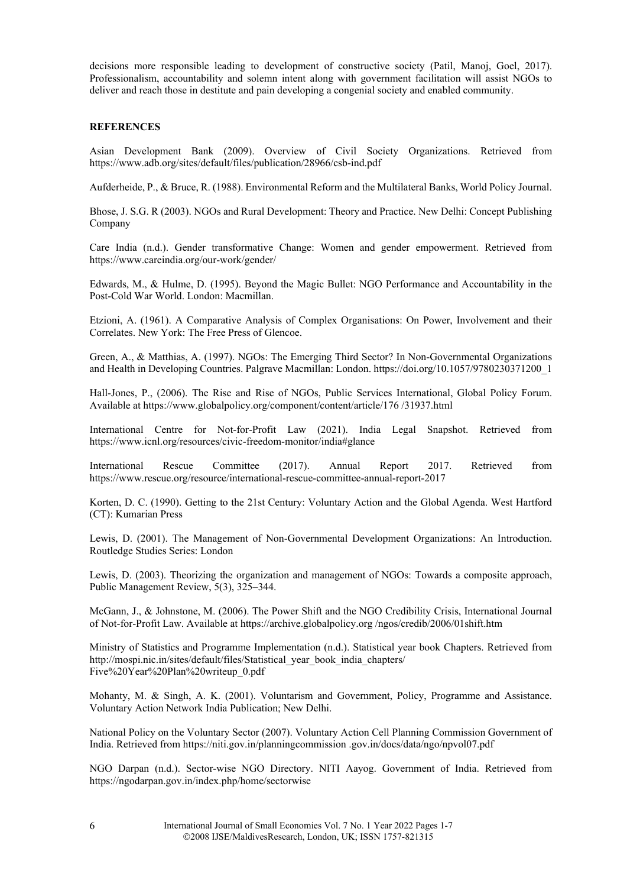decisions more responsible leading to development of constructive society (Patil, Manoj, Goel, 2017). Professionalism, accountability and solemn intent along with government facilitation will assist NGOs to deliver and reach those in destitute and pain developing a congenial society and enabled community.

## REFERENCES

Asian Development Bank (2009). Overview of Civil Society Organizations. Retrieved from https://www.adb.org/sites/default/files/publication/28966/csb-ind.pdf

Aufderheide, P., & Bruce, R. (1988). Environmental Reform and the Multilateral Banks, World Policy Journal.

Bhose, J. S.G. R (2003). NGOs and Rural Development: Theory and Practice. New Delhi: Concept Publishing Company

Care India (n.d.). Gender transformative Change: Women and gender empowerment. Retrieved from https://www.careindia.org/our-work/gender/

Edwards, M., & Hulme, D. (1995). Beyond the Magic Bullet: NGO Performance and Accountability in the Post-Cold War World. London: Macmillan.

Etzioni, A. (1961). A Comparative Analysis of Complex Organisations: On Power, Involvement and their Correlates. New York: The Free Press of Glencoe.

Green, A., & Matthias, A. (1997). NGOs: The Emerging Third Sector? In Non-Governmental Organizations and Health in Developing Countries. Palgrave Macmillan: London. https://doi.org/10.1057/9780230371200_1

Hall-Jones, P., (2006). The Rise and Rise of NGOs, Public Services International, Global Policy Forum. Available at https://www.globalpolicy.org/component/content/article/176 /31937.html

International Centre for Not-for-Profit Law (2021). India Legal Snapshot. Retrieved from https://www.icnl.org/resources/civic-freedom-monitor/india#glance

International Rescue Committee (2017). Annual Report 2017. Retrieved from https://www.rescue.org/resource/international-rescue-committee-annual-report-2017

Korten, D. C. (1990). Getting to the 21st Century: Voluntary Action and the Global Agenda. West Hartford (CT): Kumarian Press

Lewis, D. (2001). The Management of Non-Governmental Development Organizations: An Introduction. Routledge Studies Series: London

Lewis, D. (2003). Theorizing the organization and management of NGOs: Towards a composite approach, Public Management Review, 5(3), 325–344.

McGann, J., & Johnstone, M. (2006). The Power Shift and the NGO Credibility Crisis, International Journal of Not-for-Profit Law. Available at https://archive.globalpolicy.org /ngos/credib/2006/01shift.htm

Ministry of Statistics and Programme Implementation (n.d.). Statistical year book Chapters. Retrieved from http://mospi.nic.in/sites/default/files/Statistical_year_book_india_chapters/ Five%20Year%20Plan%20writeup_0.pdf

Mohanty, M. & Singh, A. K. (2001). Voluntarism and Government, Policy, Programme and Assistance. Voluntary Action Network India Publication; New Delhi.

National Policy on the Voluntary Sector (2007). Voluntary Action Cell Planning Commission Government of India. Retrieved from https://niti.gov.in/planningcommission .gov.in/docs/data/ngo/npvol07.pdf

NGO Darpan (n.d.). Sector-wise NGO Directory. NITI Aayog. Government of India. Retrieved from https://ngodarpan.gov.in/index.php/home/sectorwise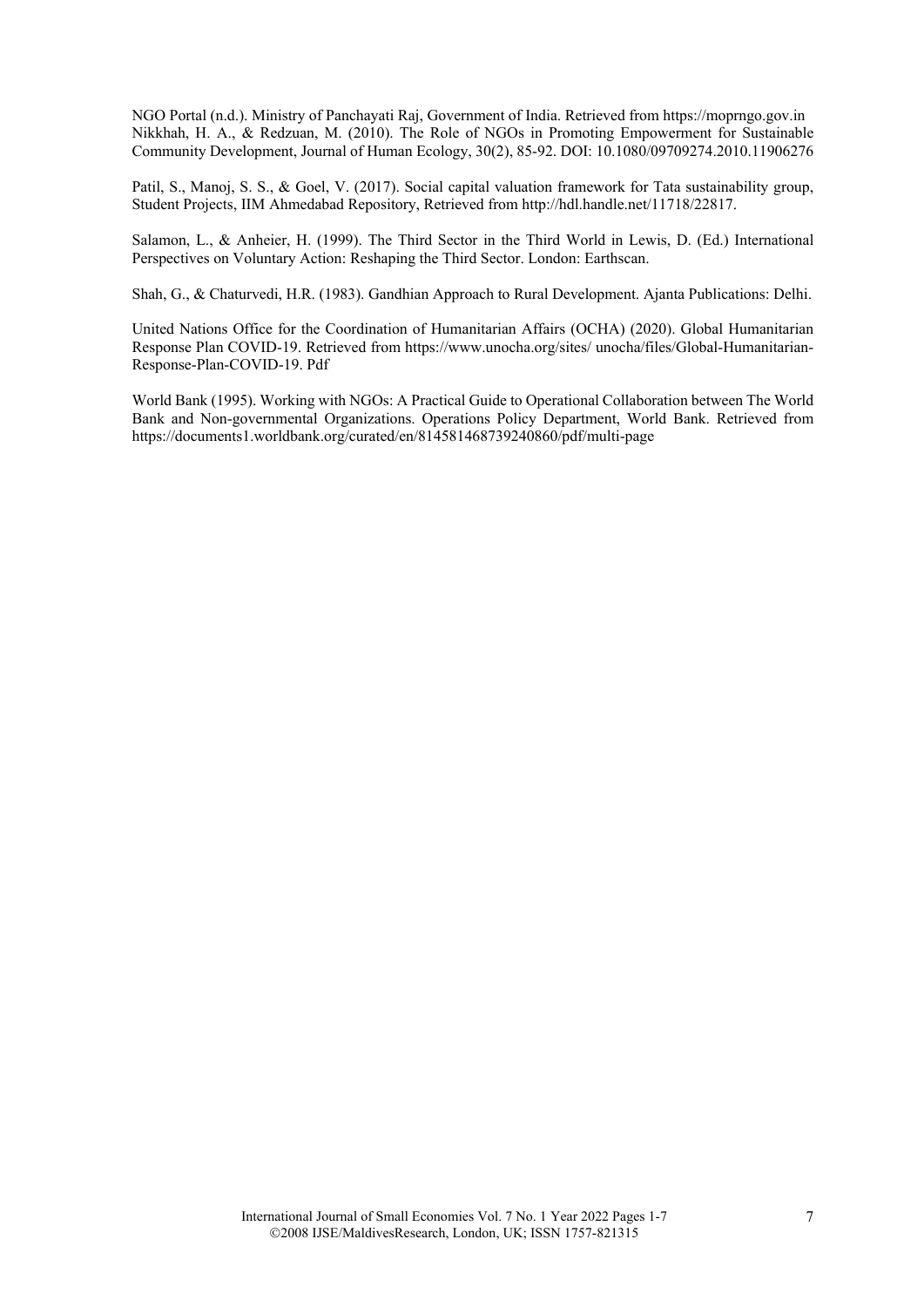NGO Portal (n.d.). Ministry of Panchayati Raj, Government of India. Retrieved from https://moprngo.gov.in
Nikkhah, H. A., & Redzuan, M. (2010). The Role of NGOs in Promoting Empowerment for Sustainable Community Development, Journal of Human Ecology, 30(2), 85-92. DOI: 10.1080/09709274.2010.11906276

Patil, S., Manoj, S. S., & Goel, V. (2017). Social capital valuation framework for Tata sustainability group, Student Projects, IIM Ahmedabad Repository, Retrieved from http://hdl.handle.net/11718/22817.

Salamon, L., & Anheier, H. (1999). The Third Sector in the Third World in Lewis, D. (Ed.) International Perspectives on Voluntary Action: Reshaping the Third Sector. London: Earthscan.

Shah, G., & Chaturvedi, H.R. (1983). Gandhian Approach to Rural Development. Ajanta Publications: Delhi.

United Nations Office for the Coordination of Humanitarian Affairs (OCHA) (2020). Global Humanitarian Response Plan COVID-19. Retrieved from https://www.unocha.org/sites/ unocha/files/Global-Humanitarian-Response-Plan-COVID-19. Pdf

World Bank (1995). Working with NGOs: A Practical Guide to Operational Collaboration between The World Bank and Non-governmental Organizations. Operations Policy Department, World Bank. Retrieved from https://documents1.worldbank.org/curated/en/814581468739240860/pdf/multi-page